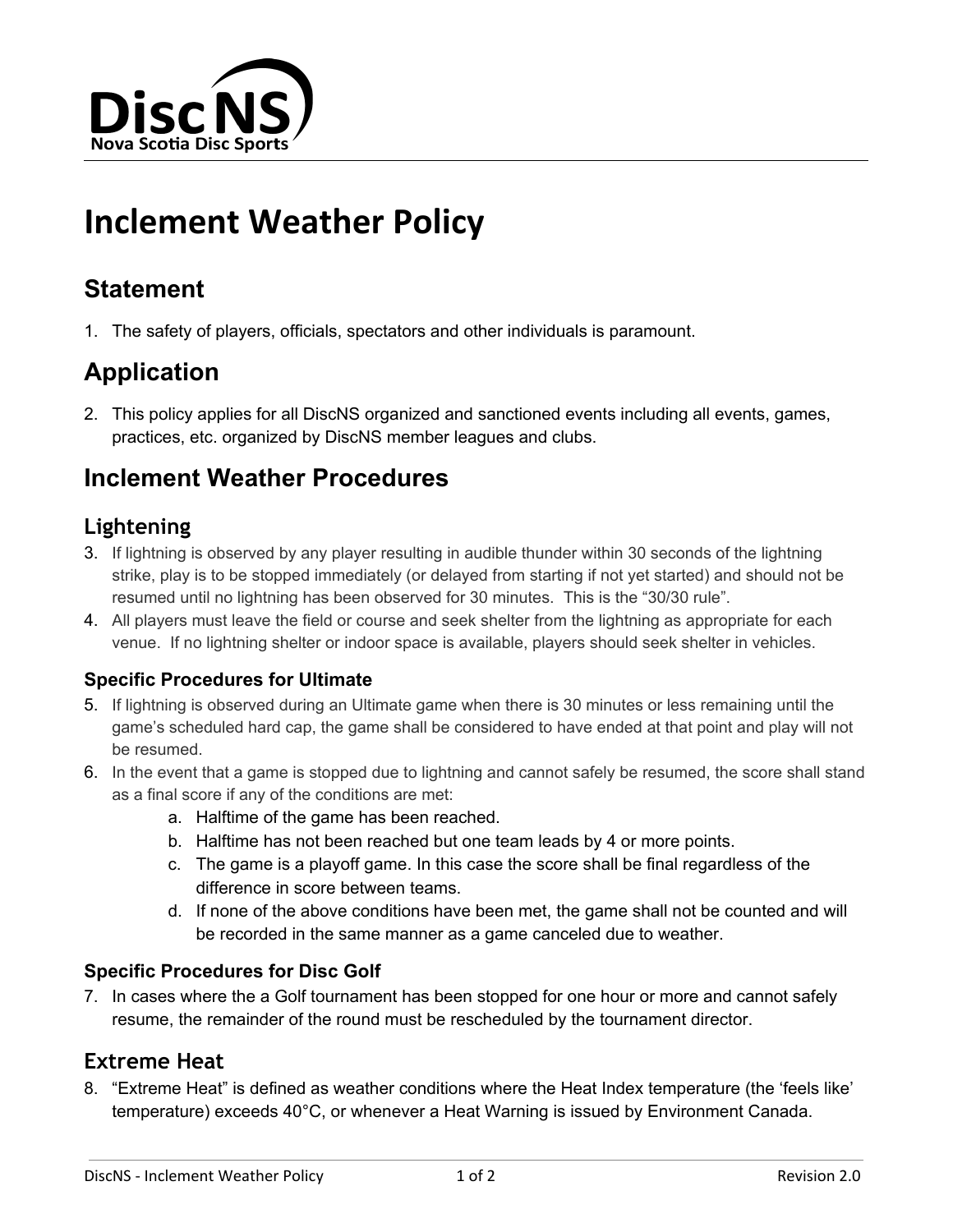DiscNS
Nova Scotia Disc Sports

# Inclement Weather Policy

## Statement

1. The safety of players, officials, spectators and other individuals is paramount.

## Application

2. This policy applies for all DiscNS organized and sanctioned events including all events, games, practices, etc. organized by DiscNS member leagues and clubs.

## Inclement Weather Procedures

### Lightening

3. If lightning is observed by any player resulting in audible thunder within 30 seconds of the lightning strike, play is to be stopped immediately (or delayed from starting if not yet started) and should not be resumed until no lightning has been observed for 30 minutes. This is the "30/30 rule".
4. All players must leave the field or course and seek shelter from the lightning as appropriate for each venue. If no lightning shelter or indoor space is available, players should seek shelter in vehicles.

#### Specific Procedures for Ultimate

5. If lightning is observed during an Ultimate game when there is 30 minutes or less remaining until the game's scheduled hard cap, the game shall be considered to have ended at that point and play will not be resumed.
6. In the event that a game is stopped due to lightning and cannot safely be resumed, the score shall stand as a final score if any of the conditions are met:
    a. Halftime of the game has been reached.
    b. Halftime has not been reached but one team leads by 4 or more points.
    c. The game is a playoff game. In this case the score shall be final regardless of the difference in score between teams.
    d. If none of the above conditions have been met, the game shall not be counted and will be recorded in the same manner as a game canceled due to weather.

#### Specific Procedures for Disc Golf

7. In cases where the a Golf tournament has been stopped for one hour or more and cannot safely resume, the remainder of the round must be rescheduled by the tournament director.

### Extreme Heat

8. "Extreme Heat" is defined as weather conditions where the Heat Index temperature (the 'feels like' temperature) exceeds 40°C, or whenever a Heat Warning is issued by Environment Canada.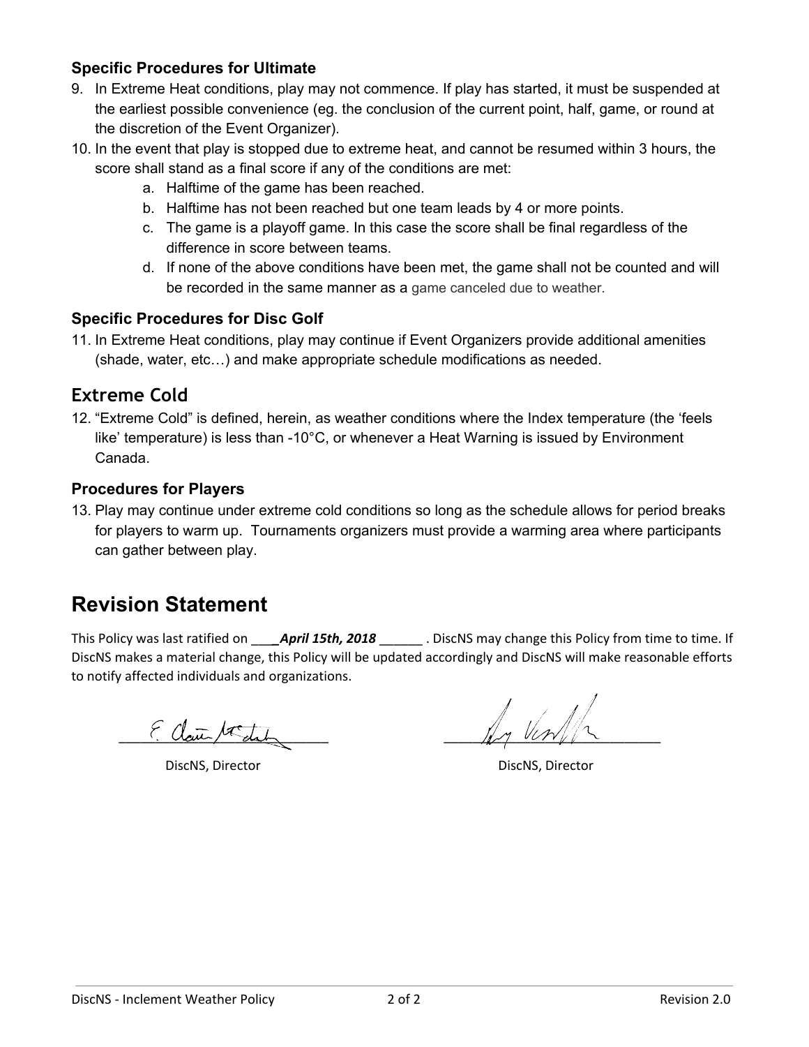### Specific Procedures for Ultimate

9. In Extreme Heat conditions, play may not commence. If play has started, it must be suspended at the earliest possible convenience (eg. the conclusion of the current point, half, game, or round at the discretion of the Event Organizer).
10. In the event that play is stopped due to extreme heat, and cannot be resumed within 3 hours, the score shall stand as a final score if any of the conditions are met:
    a. Halftime of the game has been reached.
    b. Halftime has not been reached but one team leads by 4 or more points.
    c. The game is a playoff game. In this case the score shall be final regardless of the difference in score between teams.
    d. If none of the above conditions have been met, the game shall not be counted and will be recorded in the same manner as a game canceled due to weather.

### Specific Procedures for Disc Golf

11. In Extreme Heat conditions, play may continue if Event Organizers provide additional amenities (shade, water, etc…) and make appropriate schedule modifications as needed.

## Extreme Cold

12. "Extreme Cold" is defined, herein, as weather conditions where the Index temperature (the 'feels like' temperature) is less than -10°C, or whenever a Heat Warning is issued by Environment Canada.

### Procedures for Players

13. Play may continue under extreme cold conditions so long as the schedule allows for period breaks for players to warm up. Tournaments organizers must provide a warming area where participants can gather between play.

# Revision Statement

This Policy was last ratified on ____***April 15th, 2018*** ______ . DiscNS may change this Policy from time to time. If DiscNS makes a material change, this Policy will be updated accordingly and DiscNS will make reasonable efforts to notify affected individuals and organizations.

_______________________ DiscNS, Director

_______________________ DiscNS, Director